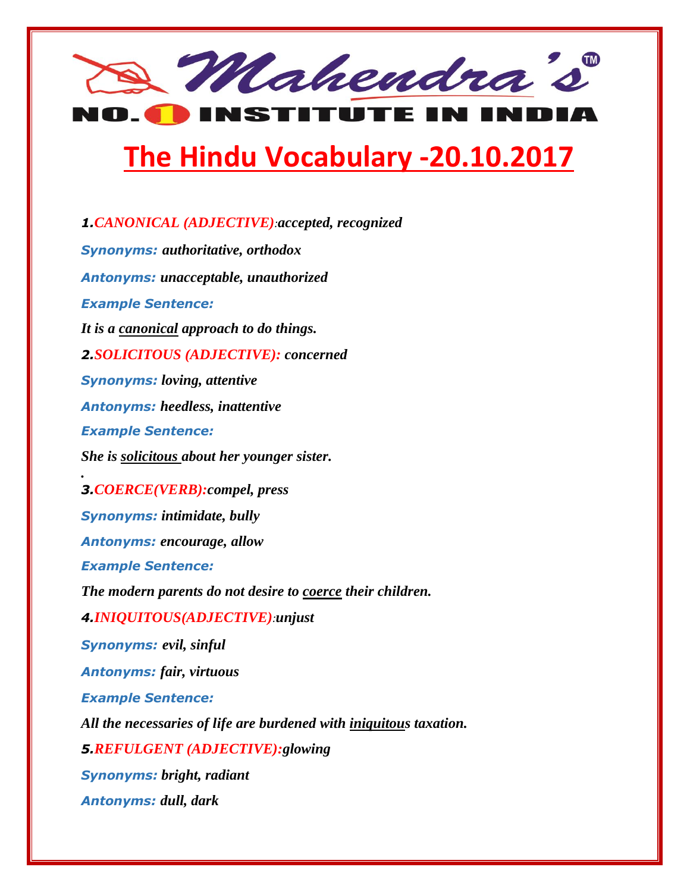# The Hindu Vocabulary -20.10.2017

***1.CANONICAL (ADJECTIVE):accepted, recognized***

***Synonyms:* authoritative, orthodox**

***Antonyms:* unacceptable, unauthorized**

***Example Sentence:***

***It is a canonical approach to do things.***

***2.SOLICITOUS (ADJECTIVE): concerned***

***Synonyms:* loving, attentive**

***Antonyms:* heedless, inattentive**

***Example Sentence:***

***She is solicitous about her younger sister.***

.

***3.COERCE(VERB):compel, press***

***Synonyms:* intimidate, bully**

***Antonyms:* encourage, allow**

***Example Sentence:***

***The modern parents do not desire to coerce their children.***

***4.INIQUITOUS(ADJECTIVE):unjust***

***Synonyms:* evil, sinful**

***Antonyms:* fair, virtuous**

***Example Sentence:***

***All the necessaries of life are burdened with iniquitous taxation.***

***5.REFULGENT (ADJECTIVE):glowing***

***Synonyms:* bright, radiant**

***Antonyms:* dull, dark**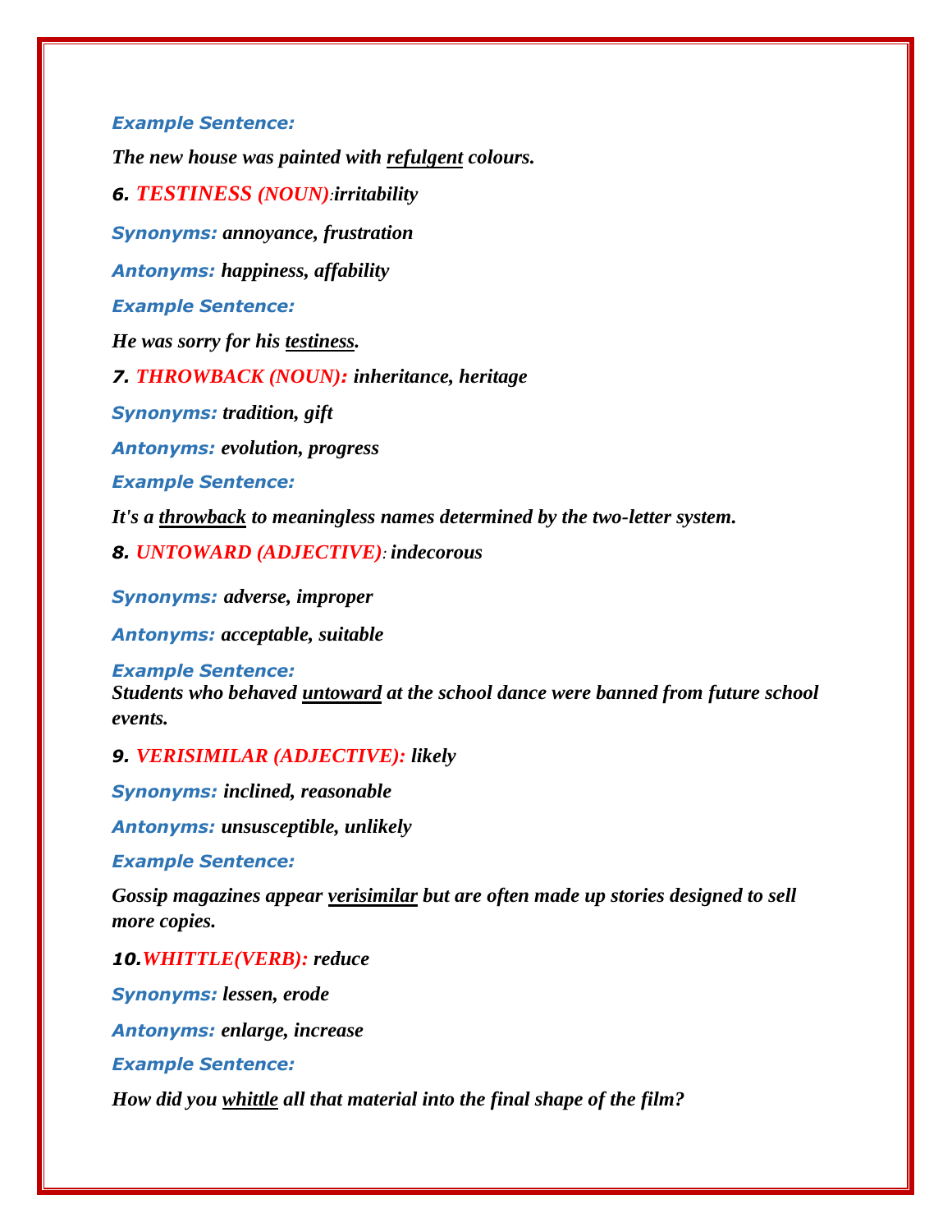***Example Sentence:***

***The new house was painted with refulgent colours.***

***6. TESTINESS (NOUN):irritability***

***Synonyms:** annoyance, frustration*

***Antonyms:** happiness, affability*

***Example Sentence:***

***He was sorry for his testiness.***

***7. THROWBACK (NOUN): inheritance, heritage***

***Synonyms:** tradition, gift*

***Antonyms:** evolution, progress*

***Example Sentence:***

***It's a throwback to meaningless names determined by the two-letter system.***

***8. UNTOWARD (ADJECTIVE): indecorous***

***Synonyms:** adverse, improper*

***Antonyms:** acceptable, suitable*

***Example Sentence:***

***Students who behaved untoward at the school dance were banned from future school events.***

***9. VERISIMILAR (ADJECTIVE): likely***

***Synonyms:** inclined, reasonable*

***Antonyms:** unsusceptible, unlikely*

***Example Sentence:***

***Gossip magazines appear verisimilar but are often made up stories designed to sell more copies.***

***10.WHITTLE(VERB): reduce***

***Synonyms:** lessen, erode*

***Antonyms:** enlarge, increase*

***Example Sentence:***

***How did you whittle all that material into the final shape of the film?***